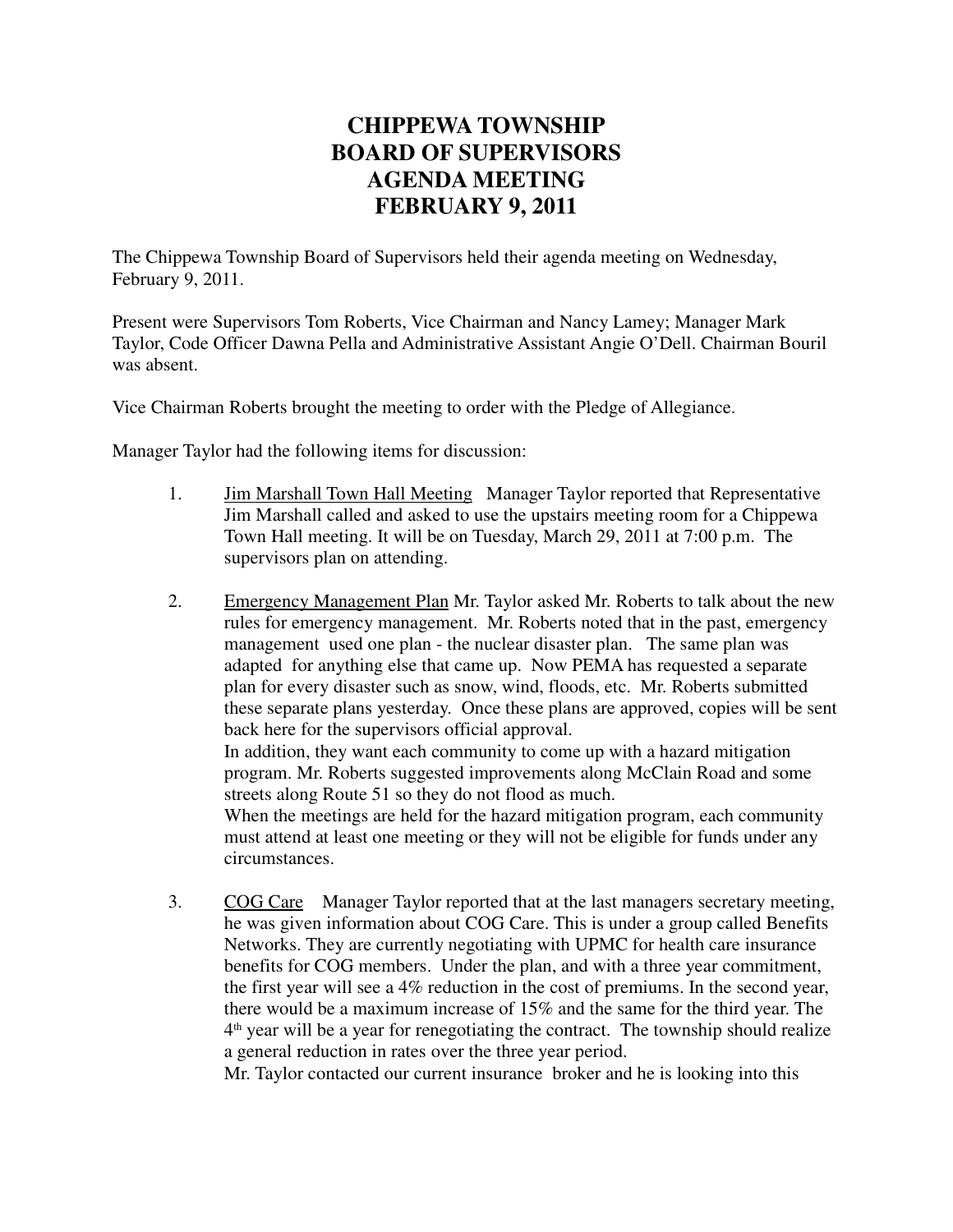# CHIPPEWA TOWNSHIP BOARD OF SUPERVISORS AGENDA MEETING FEBRUARY 9, 2011

The Chippewa Township Board of Supervisors held their agenda meeting on Wednesday, February 9, 2011.

Present were Supervisors Tom Roberts, Vice Chairman and Nancy Lamey; Manager Mark Taylor, Code Officer Dawna Pella and Administrative Assistant Angie O'Dell. Chairman Bouril was absent.

Vice Chairman Roberts brought the meeting to order with the Pledge of Allegiance.

Manager Taylor had the following items for discussion:

1. Jim Marshall Town Hall Meeting Manager Taylor reported that Representative Jim Marshall called and asked to use the upstairs meeting room for a Chippewa Town Hall meeting. It will be on Tuesday, March 29, 2011 at 7:00 p.m. The supervisors plan on attending.

2. Emergency Management Plan Mr. Taylor asked Mr. Roberts to talk about the new rules for emergency management. Mr. Roberts noted that in the past, emergency management used one plan - the nuclear disaster plan. The same plan was adapted for anything else that came up. Now PEMA has requested a separate plan for every disaster such as snow, wind, floods, etc. Mr. Roberts submitted these separate plans yesterday. Once these plans are approved, copies will be sent back here for the supervisors official approval.
   In addition, they want each community to come up with a hazard mitigation program. Mr. Roberts suggested improvements along McClain Road and some streets along Route 51 so they do not flood as much.
   When the meetings are held for the hazard mitigation program, each community must attend at least one meeting or they will not be eligible for funds under any circumstances.

3. COG Care Manager Taylor reported that at the last managers secretary meeting, he was given information about COG Care. This is under a group called Benefits Networks. They are currently negotiating with UPMC for health care insurance benefits for COG members. Under the plan, and with a three year commitment, the first year will see a 4% reduction in the cost of premiums. In the second year, there would be a maximum increase of 15% and the same for the third year. The 4th year will be a year for renegotiating the contract. The township should realize a general reduction in rates over the three year period.
   Mr. Taylor contacted our current insurance broker and he is looking into this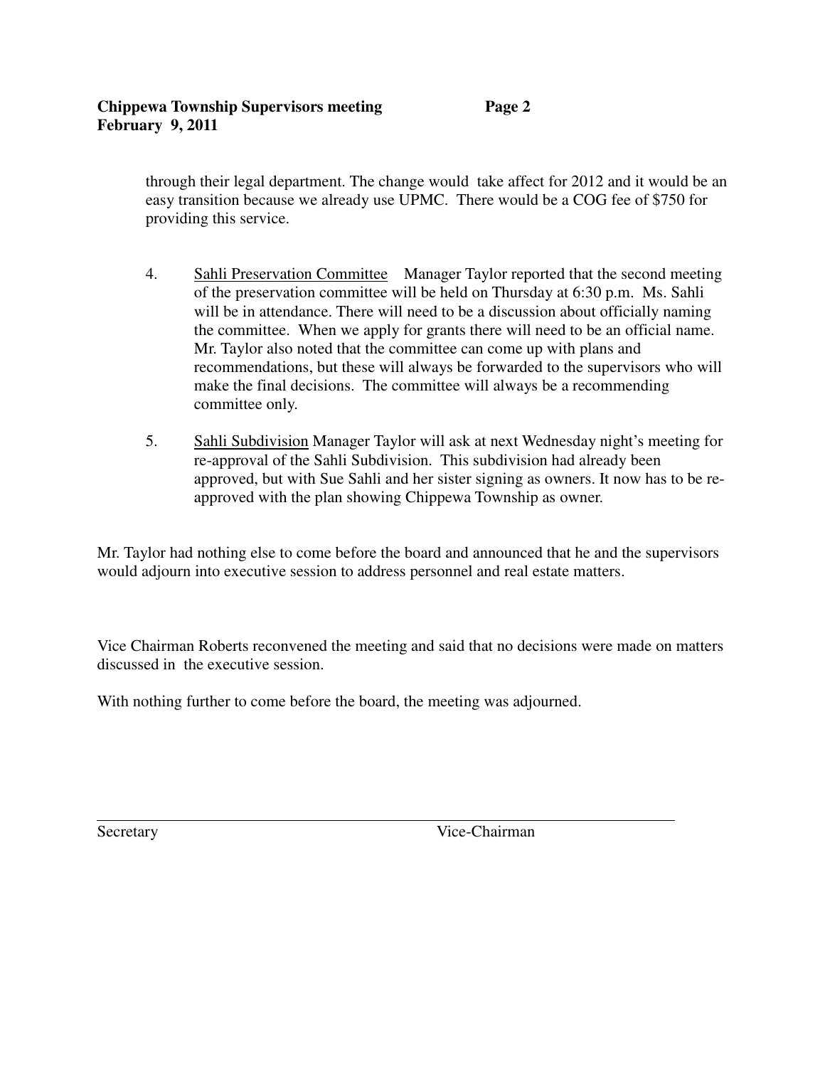through their legal department. The change would take affect for 2012 and it would be an easy transition because we already use UPMC. There would be a COG fee of $750 for providing this service.

4. Sahli Preservation Committee Manager Taylor reported that the second meeting of the preservation committee will be held on Thursday at 6:30 p.m. Ms. Sahli will be in attendance. There will need to be a discussion about officially naming the committee. When we apply for grants there will need to be an official name. Mr. Taylor also noted that the committee can come up with plans and recommendations, but these will always be forwarded to the supervisors who will make the final decisions. The committee will always be a recommending committee only.

5. Sahli Subdivision Manager Taylor will ask at next Wednesday night's meeting for re-approval of the Sahli Subdivision. This subdivision had already been approved, but with Sue Sahli and her sister signing as owners. It now has to be re-approved with the plan showing Chippewa Township as owner.

Mr. Taylor had nothing else to come before the board and announced that he and the supervisors would adjourn into executive session to address personnel and real estate matters.

Vice Chairman Roberts reconvened the meeting and said that no decisions were made on matters discussed in the executive session.

With nothing further to come before the board, the meeting was adjourned.

Secretary Vice-Chairman